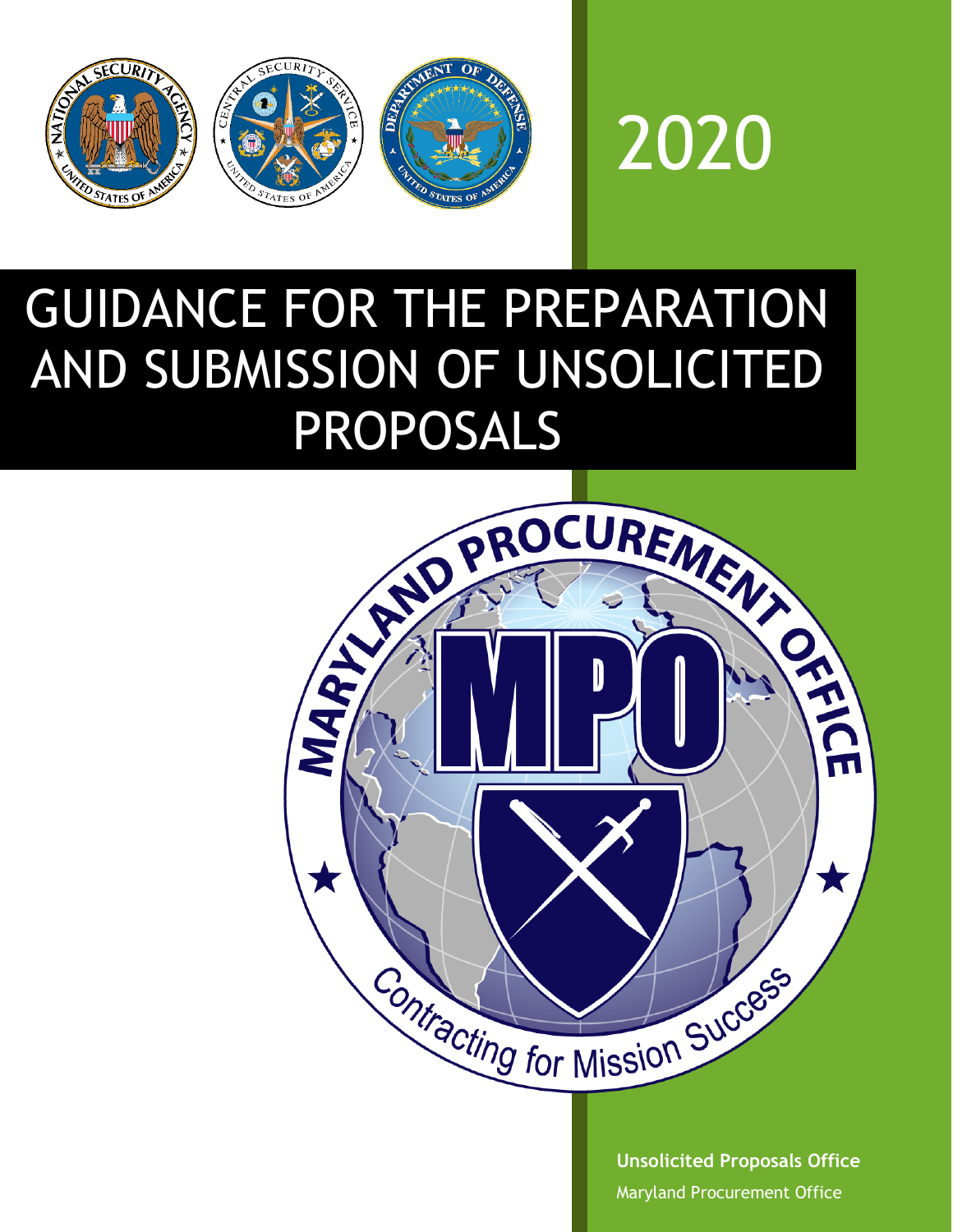2020

# GUIDANCE FOR THE PREPARATION AND SUBMISSION OF UNSOLICITED PROPOSALS

**Unsolicited Proposals Office**

Maryland Procurement Office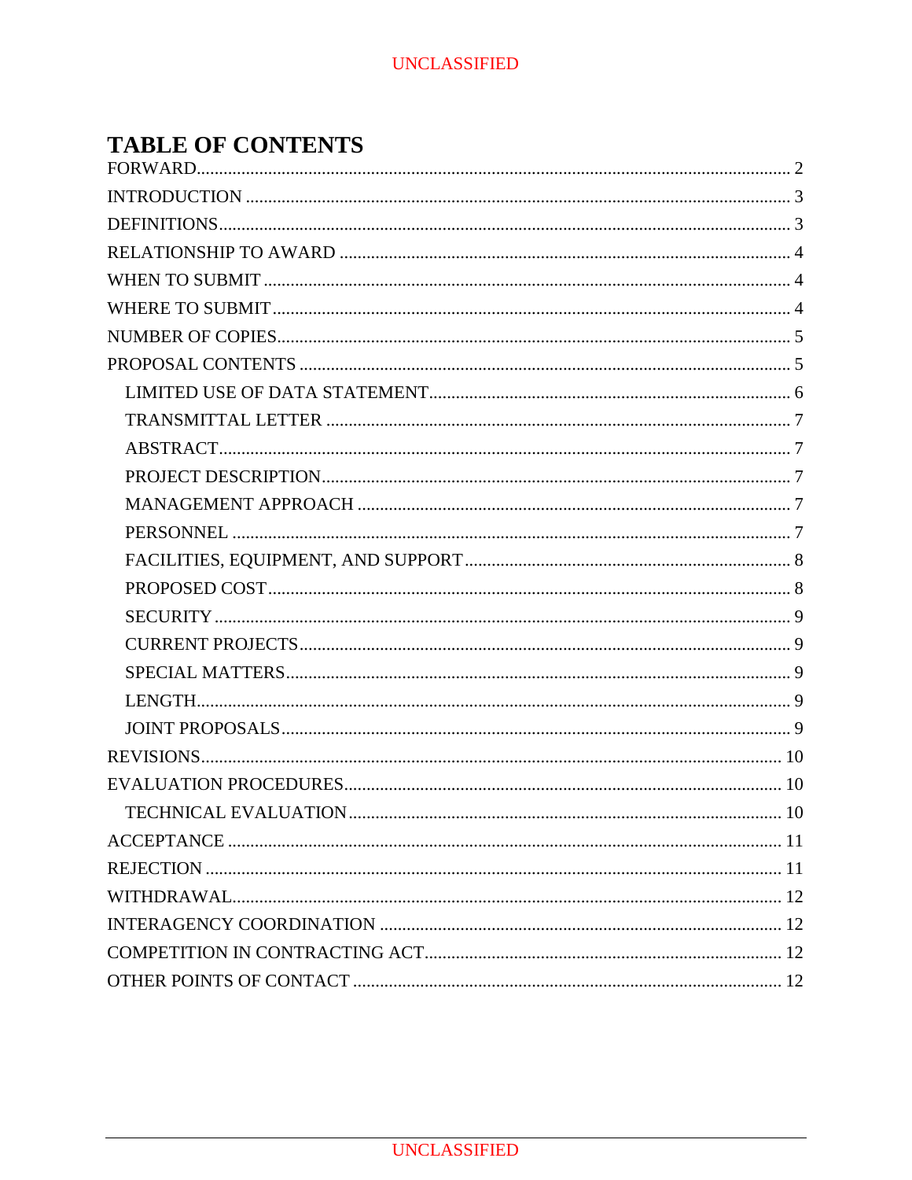# TABLE OF CONTENTS

- FORWARD .......... 2
- INTRODUCTION .......... 3
- DEFINITIONS .......... 3
- RELATIONSHIP TO AWARD .......... 4
- WHEN TO SUBMIT .......... 4
- WHERE TO SUBMIT .......... 4
- NUMBER OF COPIES .......... 5
- PROPOSAL CONTENTS .......... 5
  - LIMITED USE OF DATA STATEMENT .......... 6
  - TRANSMITTAL LETTER .......... 7
  - ABSTRACT .......... 7
  - PROJECT DESCRIPTION .......... 7
  - MANAGEMENT APPROACH .......... 7
  - PERSONNEL .......... 7
  - FACILITIES, EQUIPMENT, AND SUPPORT .......... 8
  - PROPOSED COST .......... 8
  - SECURITY .......... 9
  - CURRENT PROJECTS .......... 9
  - SPECIAL MATTERS .......... 9
  - LENGTH .......... 9
  - JOINT PROPOSALS .......... 9
- REVISIONS .......... 10
- EVALUATION PROCEDURES .......... 10
  - TECHNICAL EVALUATION .......... 10
- ACCEPTANCE .......... 11
- REJECTION .......... 11
- WITHDRAWAL .......... 12
- INTERAGENCY COORDINATION .......... 12
- COMPETITION IN CONTRACTING ACT .......... 12
- OTHER POINTS OF CONTACT .......... 12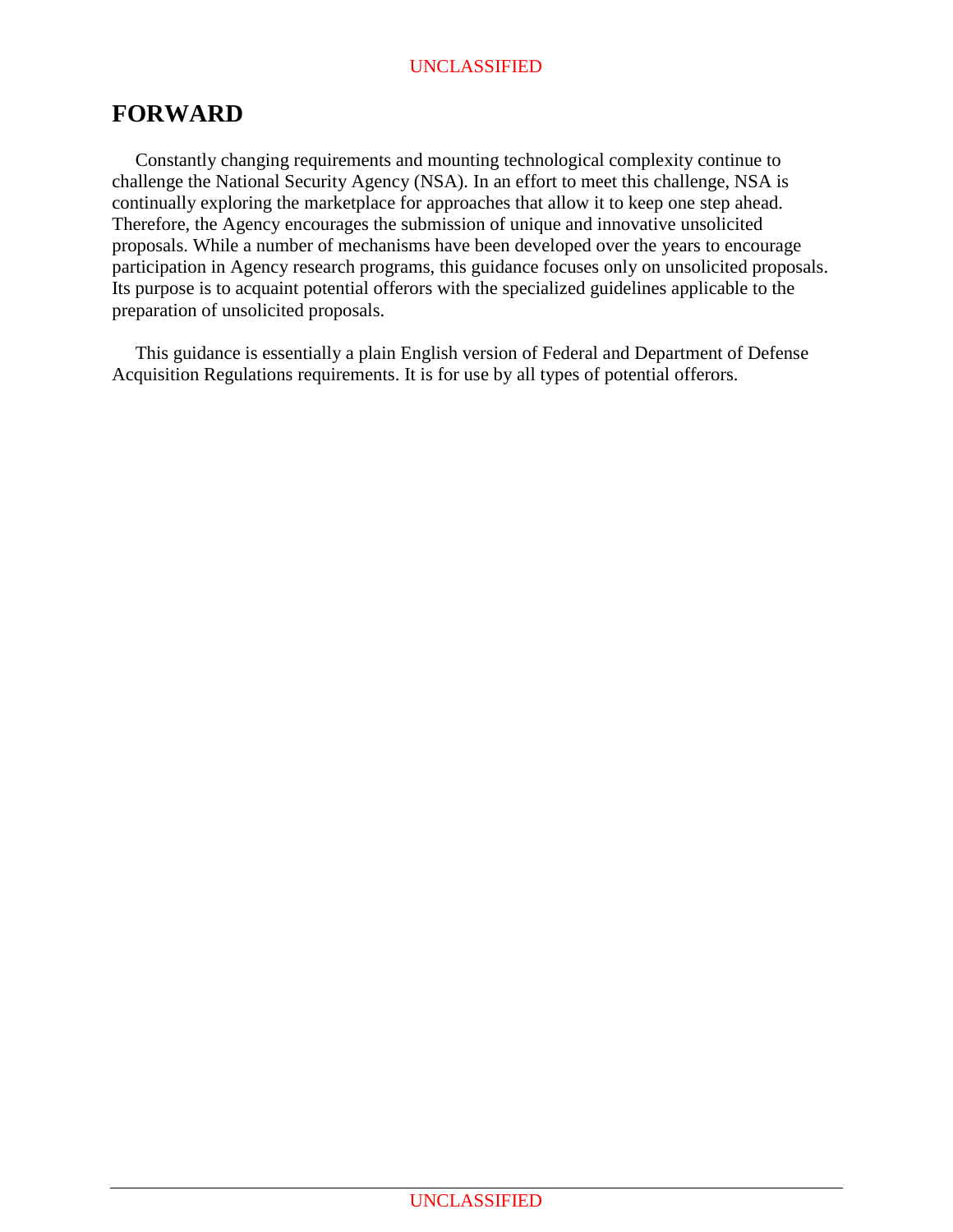# FORWARD

Constantly changing requirements and mounting technological complexity continue to challenge the National Security Agency (NSA). In an effort to meet this challenge, NSA is continually exploring the marketplace for approaches that allow it to keep one step ahead. Therefore, the Agency encourages the submission of unique and innovative unsolicited proposals. While a number of mechanisms have been developed over the years to encourage participation in Agency research programs, this guidance focuses only on unsolicited proposals. Its purpose is to acquaint potential offerors with the specialized guidelines applicable to the preparation of unsolicited proposals.

This guidance is essentially a plain English version of Federal and Department of Defense Acquisition Regulations requirements. It is for use by all types of potential offerors.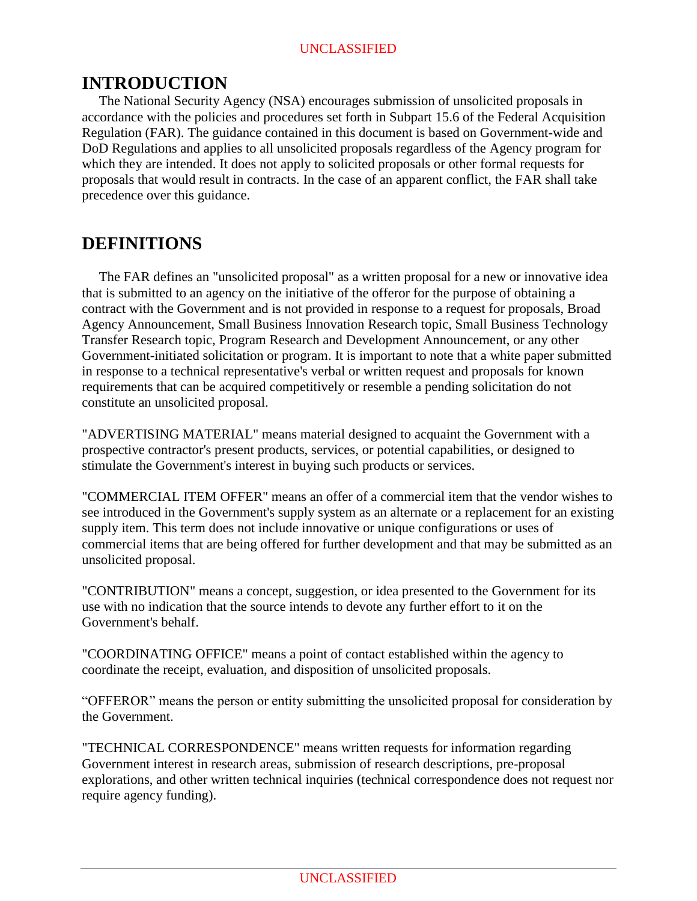# INTRODUCTION

The National Security Agency (NSA) encourages submission of unsolicited proposals in accordance with the policies and procedures set forth in Subpart 15.6 of the Federal Acquisition Regulation (FAR). The guidance contained in this document is based on Government-wide and DoD Regulations and applies to all unsolicited proposals regardless of the Agency program for which they are intended. It does not apply to solicited proposals or other formal requests for proposals that would result in contracts. In the case of an apparent conflict, the FAR shall take precedence over this guidance.

# DEFINITIONS

The FAR defines an "unsolicited proposal" as a written proposal for a new or innovative idea that is submitted to an agency on the initiative of the offeror for the purpose of obtaining a contract with the Government and is not provided in response to a request for proposals, Broad Agency Announcement, Small Business Innovation Research topic, Small Business Technology Transfer Research topic, Program Research and Development Announcement, or any other Government-initiated solicitation or program. It is important to note that a white paper submitted in response to a technical representative's verbal or written request and proposals for known requirements that can be acquired competitively or resemble a pending solicitation do not constitute an unsolicited proposal.

"ADVERTISING MATERIAL" means material designed to acquaint the Government with a prospective contractor's present products, services, or potential capabilities, or designed to stimulate the Government's interest in buying such products or services.

"COMMERCIAL ITEM OFFER" means an offer of a commercial item that the vendor wishes to see introduced in the Government's supply system as an alternate or a replacement for an existing supply item. This term does not include innovative or unique configurations or uses of commercial items that are being offered for further development and that may be submitted as an unsolicited proposal.

"CONTRIBUTION" means a concept, suggestion, or idea presented to the Government for its use with no indication that the source intends to devote any further effort to it on the Government's behalf.

"COORDINATING OFFICE" means a point of contact established within the agency to coordinate the receipt, evaluation, and disposition of unsolicited proposals.

"OFFEROR" means the person or entity submitting the unsolicited proposal for consideration by the Government.

"TECHNICAL CORRESPONDENCE" means written requests for information regarding Government interest in research areas, submission of research descriptions, pre-proposal explorations, and other written technical inquiries (technical correspondence does not request nor require agency funding).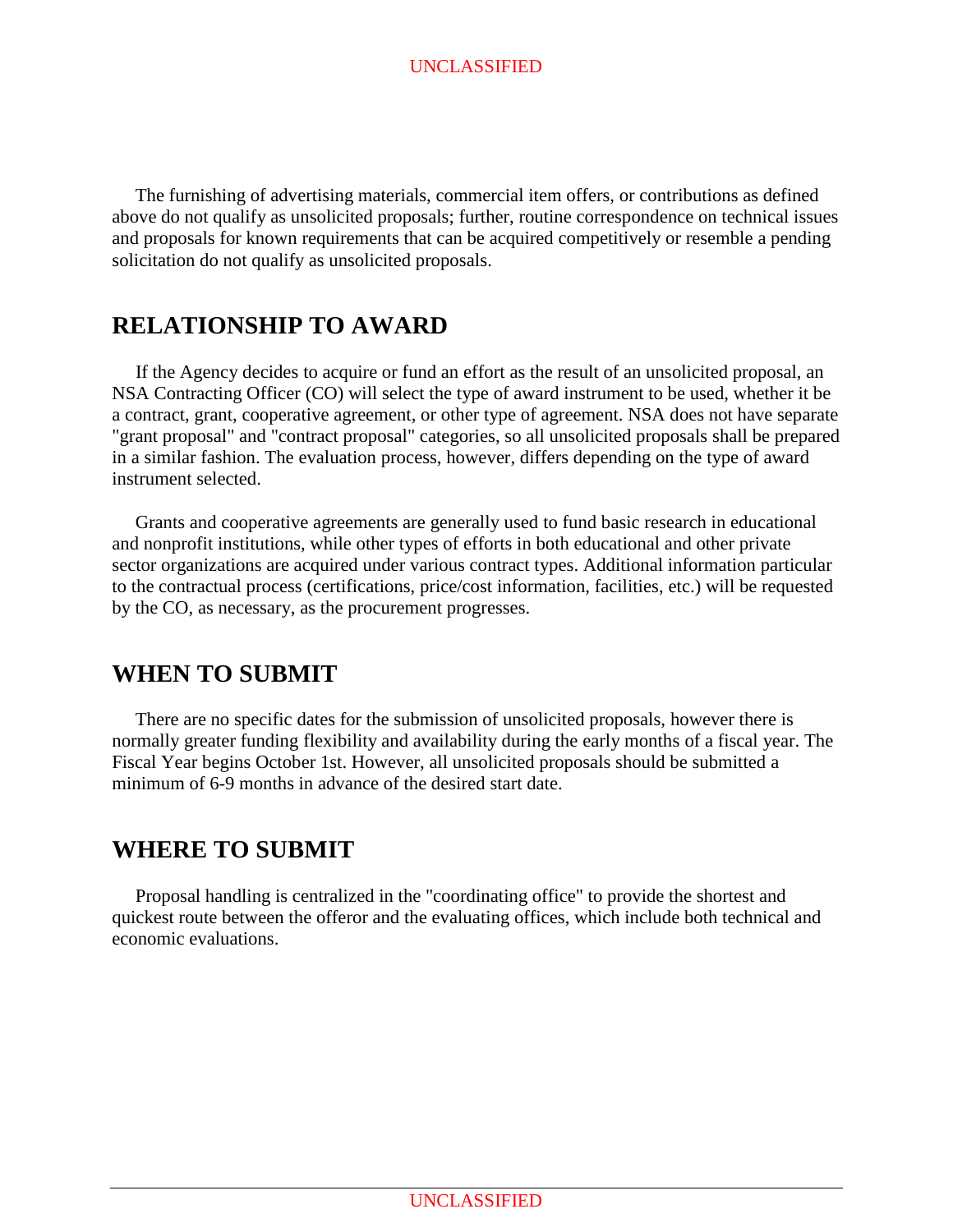The furnishing of advertising materials, commercial item offers, or contributions as defined above do not qualify as unsolicited proposals; further, routine correspondence on technical issues and proposals for known requirements that can be acquired competitively or resemble a pending solicitation do not qualify as unsolicited proposals.

## RELATIONSHIP TO AWARD

If the Agency decides to acquire or fund an effort as the result of an unsolicited proposal, an NSA Contracting Officer (CO) will select the type of award instrument to be used, whether it be a contract, grant, cooperative agreement, or other type of agreement. NSA does not have separate "grant proposal" and "contract proposal" categories, so all unsolicited proposals shall be prepared in a similar fashion. The evaluation process, however, differs depending on the type of award instrument selected.

Grants and cooperative agreements are generally used to fund basic research in educational and nonprofit institutions, while other types of efforts in both educational and other private sector organizations are acquired under various contract types. Additional information particular to the contractual process (certifications, price/cost information, facilities, etc.) will be requested by the CO, as necessary, as the procurement progresses.

## WHEN TO SUBMIT

There are no specific dates for the submission of unsolicited proposals, however there is normally greater funding flexibility and availability during the early months of a fiscal year. The Fiscal Year begins October 1st. However, all unsolicited proposals should be submitted a minimum of 6-9 months in advance of the desired start date.

## WHERE TO SUBMIT

Proposal handling is centralized in the "coordinating office" to provide the shortest and quickest route between the offeror and the evaluating offices, which include both technical and economic evaluations.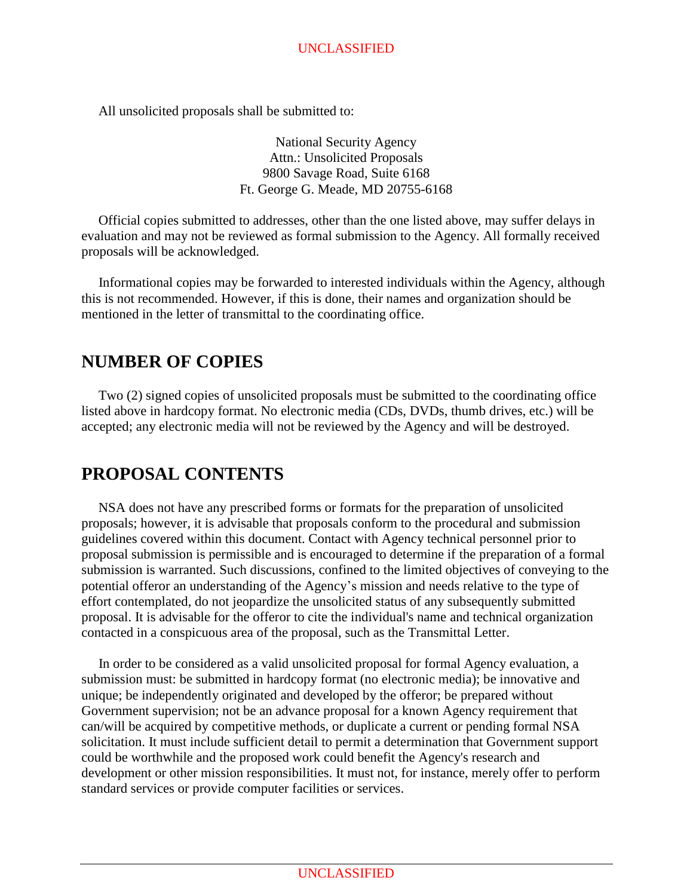All unsolicited proposals shall be submitted to:

National Security Agency  
Attn.: Unsolicited Proposals  
9800 Savage Road, Suite 6168  
Ft. George G. Meade, MD 20755-6168

Official copies submitted to addresses, other than the one listed above, may suffer delays in evaluation and may not be reviewed as formal submission to the Agency. All formally received proposals will be acknowledged.

Informational copies may be forwarded to interested individuals within the Agency, although this is not recommended. However, if this is done, their names and organization should be mentioned in the letter of transmittal to the coordinating office.

## NUMBER OF COPIES

Two (2) signed copies of unsolicited proposals must be submitted to the coordinating office listed above in hardcopy format. No electronic media (CDs, DVDs, thumb drives, etc.) will be accepted; any electronic media will not be reviewed by the Agency and will be destroyed.

## PROPOSAL CONTENTS

NSA does not have any prescribed forms or formats for the preparation of unsolicited proposals; however, it is advisable that proposals conform to the procedural and submission guidelines covered within this document. Contact with Agency technical personnel prior to proposal submission is permissible and is encouraged to determine if the preparation of a formal submission is warranted. Such discussions, confined to the limited objectives of conveying to the potential offeror an understanding of the Agency's mission and needs relative to the type of effort contemplated, do not jeopardize the unsolicited status of any subsequently submitted proposal. It is advisable for the offeror to cite the individual's name and technical organization contacted in a conspicuous area of the proposal, such as the Transmittal Letter.

In order to be considered as a valid unsolicited proposal for formal Agency evaluation, a submission must: be submitted in hardcopy format (no electronic media); be innovative and unique; be independently originated and developed by the offeror; be prepared without Government supervision; not be an advance proposal for a known Agency requirement that can/will be acquired by competitive methods, or duplicate a current or pending formal NSA solicitation. It must include sufficient detail to permit a determination that Government support could be worthwhile and the proposed work could benefit the Agency's research and development or other mission responsibilities. It must not, for instance, merely offer to perform standard services or provide computer facilities or services.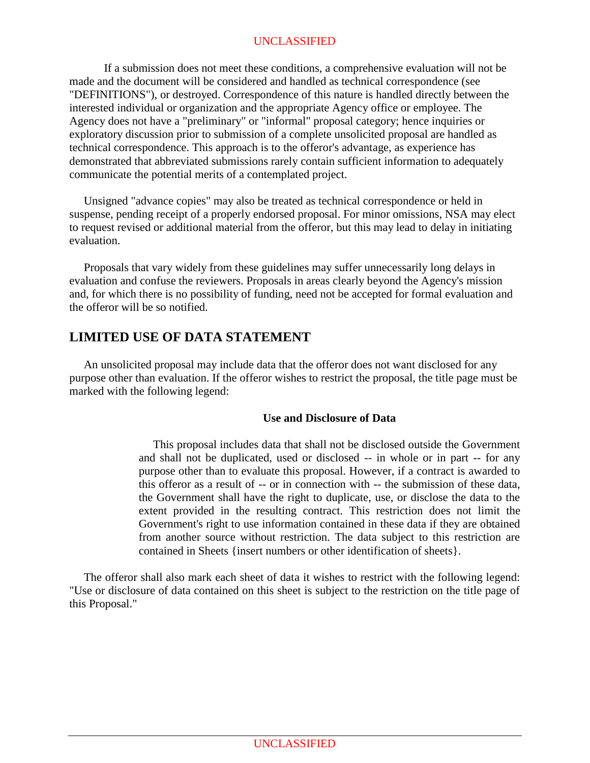If a submission does not meet these conditions, a comprehensive evaluation will not be made and the document will be considered and handled as technical correspondence (see "DEFINITIONS"), or destroyed. Correspondence of this nature is handled directly between the interested individual or organization and the appropriate Agency office or employee. The Agency does not have a "preliminary" or "informal" proposal category; hence inquiries or exploratory discussion prior to submission of a complete unsolicited proposal are handled as technical correspondence. This approach is to the offeror's advantage, as experience has demonstrated that abbreviated submissions rarely contain sufficient information to adequately communicate the potential merits of a contemplated project.

Unsigned "advance copies" may also be treated as technical correspondence or held in suspense, pending receipt of a properly endorsed proposal. For minor omissions, NSA may elect to request revised or additional material from the offeror, but this may lead to delay in initiating evaluation.

Proposals that vary widely from these guidelines may suffer unnecessarily long delays in evaluation and confuse the reviewers. Proposals in areas clearly beyond the Agency's mission and, for which there is no possibility of funding, need not be accepted for formal evaluation and the offeror will be so notified.

## LIMITED USE OF DATA STATEMENT

An unsolicited proposal may include data that the offeror does not want disclosed for any purpose other than evaluation. If the offeror wishes to restrict the proposal, the title page must be marked with the following legend:

**Use and Disclosure of Data**

> This proposal includes data that shall not be disclosed outside the Government and shall not be duplicated, used or disclosed -- in whole or in part -- for any purpose other than to evaluate this proposal. However, if a contract is awarded to this offeror as a result of -- or in connection with -- the submission of these data, the Government shall have the right to duplicate, use, or disclose the data to the extent provided in the resulting contract. This restriction does not limit the Government's right to use information contained in these data if they are obtained from another source without restriction. The data subject to this restriction are contained in Sheets {insert numbers or other identification of sheets}.

The offeror shall also mark each sheet of data it wishes to restrict with the following legend: "Use or disclosure of data contained on this sheet is subject to the restriction on the title page of this Proposal."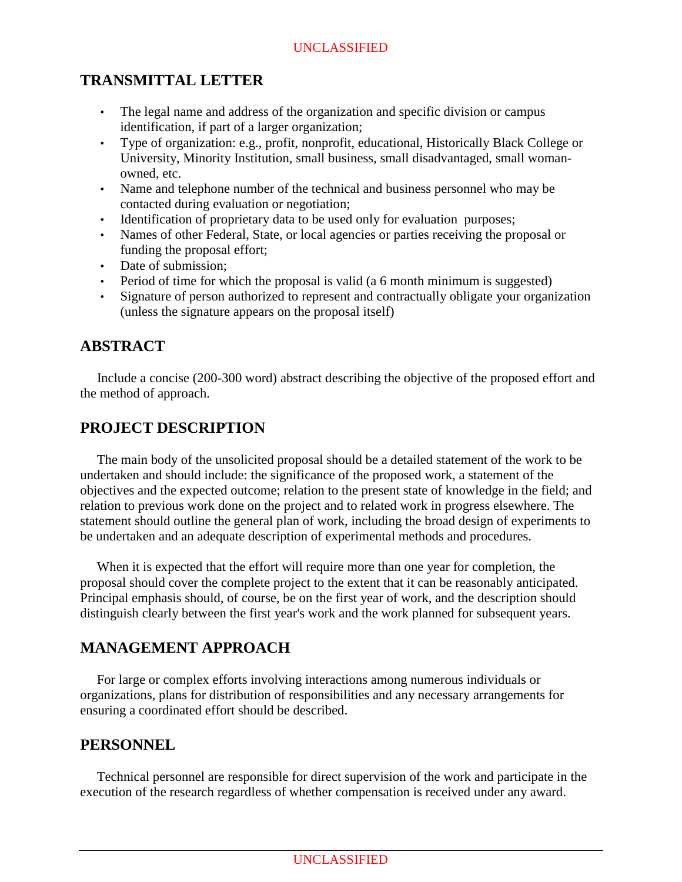## TRANSMITTAL LETTER

- The legal name and address of the organization and specific division or campus identification, if part of a larger organization;
- Type of organization: e.g., profit, nonprofit, educational, Historically Black College or University, Minority Institution, small business, small disadvantaged, small woman-owned, etc.
- Name and telephone number of the technical and business personnel who may be contacted during evaluation or negotiation;
- Identification of proprietary data to be used only for evaluation purposes;
- Names of other Federal, State, or local agencies or parties receiving the proposal or funding the proposal effort;
- Date of submission;
- Period of time for which the proposal is valid (a 6 month minimum is suggested)
- Signature of person authorized to represent and contractually obligate your organization (unless the signature appears on the proposal itself)

## ABSTRACT

Include a concise (200-300 word) abstract describing the objective of the proposed effort and the method of approach.

## PROJECT DESCRIPTION

The main body of the unsolicited proposal should be a detailed statement of the work to be undertaken and should include: the significance of the proposed work, a statement of the objectives and the expected outcome; relation to the present state of knowledge in the field; and relation to previous work done on the project and to related work in progress elsewhere. The statement should outline the general plan of work, including the broad design of experiments to be undertaken and an adequate description of experimental methods and procedures.

When it is expected that the effort will require more than one year for completion, the proposal should cover the complete project to the extent that it can be reasonably anticipated. Principal emphasis should, of course, be on the first year of work, and the description should distinguish clearly between the first year's work and the work planned for subsequent years.

## MANAGEMENT APPROACH

For large or complex efforts involving interactions among numerous individuals or organizations, plans for distribution of responsibilities and any necessary arrangements for ensuring a coordinated effort should be described.

## PERSONNEL

Technical personnel are responsible for direct supervision of the work and participate in the execution of the research regardless of whether compensation is received under any award.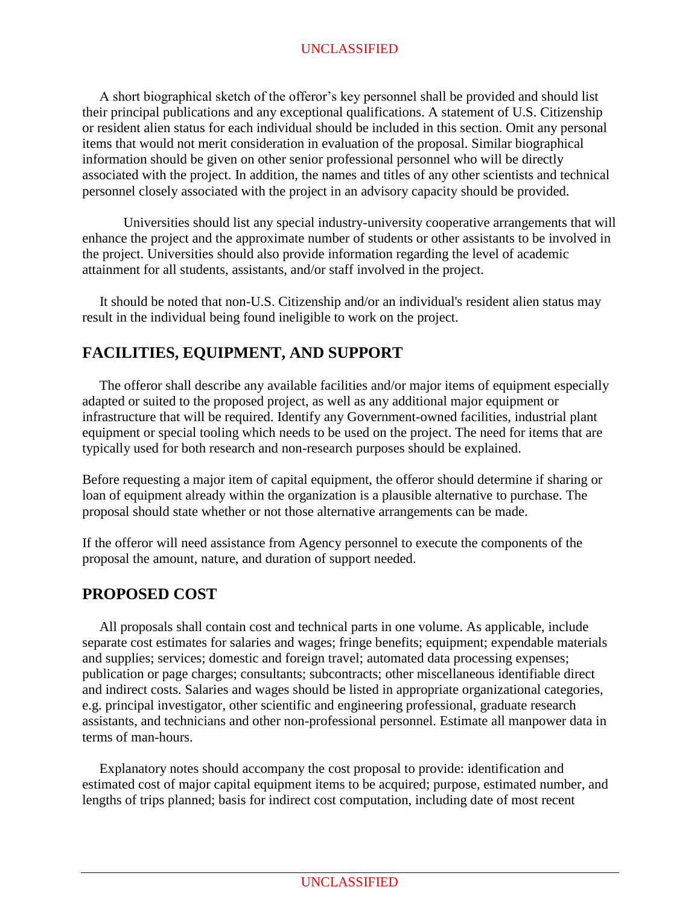A short biographical sketch of the offeror's key personnel shall be provided and should list their principal publications and any exceptional qualifications. A statement of U.S. Citizenship or resident alien status for each individual should be included in this section. Omit any personal items that would not merit consideration in evaluation of the proposal. Similar biographical information should be given on other senior professional personnel who will be directly associated with the project. In addition, the names and titles of any other scientists and technical personnel closely associated with the project in an advisory capacity should be provided.

Universities should list any special industry-university cooperative arrangements that will enhance the project and the approximate number of students or other assistants to be involved in the project. Universities should also provide information regarding the level of academic attainment for all students, assistants, and/or staff involved in the project.

It should be noted that non-U.S. Citizenship and/or an individual's resident alien status may result in the individual being found ineligible to work on the project.

## FACILITIES, EQUIPMENT, AND SUPPORT

The offeror shall describe any available facilities and/or major items of equipment especially adapted or suited to the proposed project, as well as any additional major equipment or infrastructure that will be required. Identify any Government-owned facilities, industrial plant equipment or special tooling which needs to be used on the project. The need for items that are typically used for both research and non-research purposes should be explained.

Before requesting a major item of capital equipment, the offeror should determine if sharing or loan of equipment already within the organization is a plausible alternative to purchase. The proposal should state whether or not those alternative arrangements can be made.

If the offeror will need assistance from Agency personnel to execute the components of the proposal the amount, nature, and duration of support needed.

## PROPOSED COST

All proposals shall contain cost and technical parts in one volume. As applicable, include separate cost estimates for salaries and wages; fringe benefits; equipment; expendable materials and supplies; services; domestic and foreign travel; automated data processing expenses; publication or page charges; consultants; subcontracts; other miscellaneous identifiable direct and indirect costs. Salaries and wages should be listed in appropriate organizational categories, e.g. principal investigator, other scientific and engineering professional, graduate research assistants, and technicians and other non-professional personnel. Estimate all manpower data in terms of man-hours.

Explanatory notes should accompany the cost proposal to provide: identification and estimated cost of major capital equipment items to be acquired; purpose, estimated number, and lengths of trips planned; basis for indirect cost computation, including date of most recent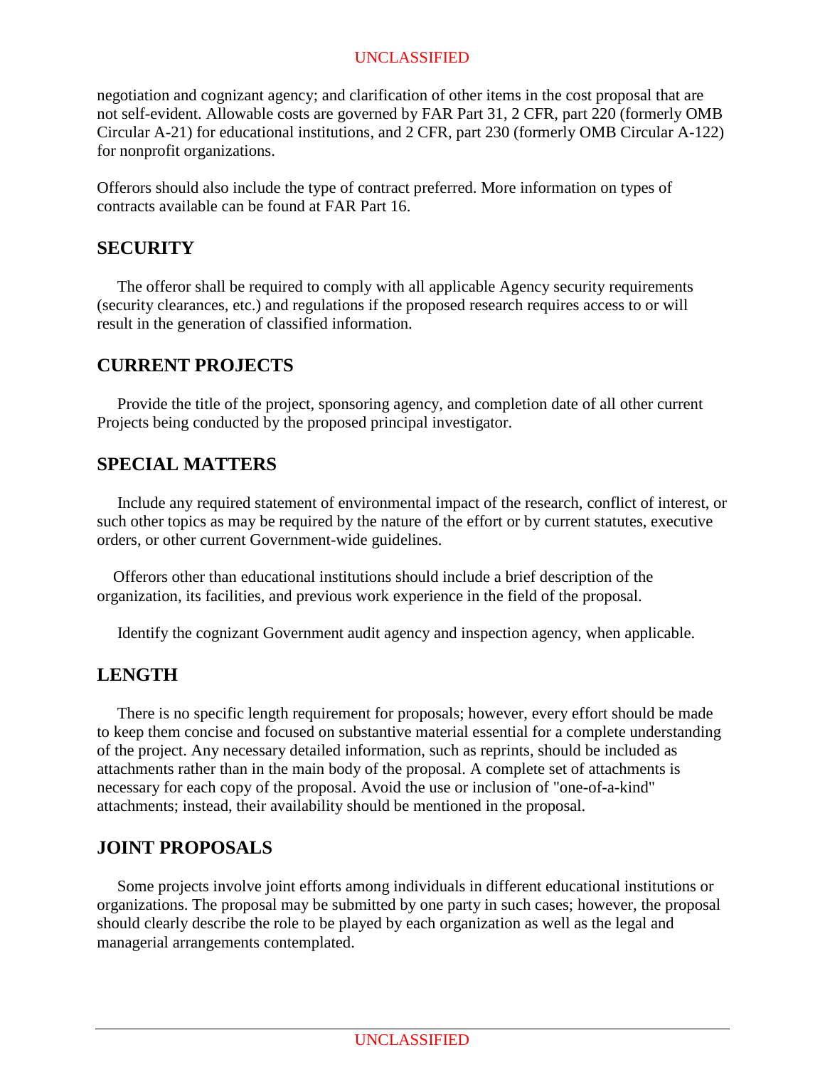negotiation and cognizant agency; and clarification of other items in the cost proposal that are not self-evident. Allowable costs are governed by FAR Part 31, 2 CFR, part 220 (formerly OMB Circular A-21) for educational institutions, and 2 CFR, part 230 (formerly OMB Circular A-122) for nonprofit organizations.

Offerors should also include the type of contract preferred. More information on types of contracts available can be found at FAR Part 16.

## SECURITY

The offeror shall be required to comply with all applicable Agency security requirements (security clearances, etc.) and regulations if the proposed research requires access to or will result in the generation of classified information.

## CURRENT PROJECTS

Provide the title of the project, sponsoring agency, and completion date of all other current Projects being conducted by the proposed principal investigator.

## SPECIAL MATTERS

Include any required statement of environmental impact of the research, conflict of interest, or such other topics as may be required by the nature of the effort or by current statutes, executive orders, or other current Government-wide guidelines.

Offerors other than educational institutions should include a brief description of the organization, its facilities, and previous work experience in the field of the proposal.

Identify the cognizant Government audit agency and inspection agency, when applicable.

## LENGTH

There is no specific length requirement for proposals; however, every effort should be made to keep them concise and focused on substantive material essential for a complete understanding of the project. Any necessary detailed information, such as reprints, should be included as attachments rather than in the main body of the proposal. A complete set of attachments is necessary for each copy of the proposal. Avoid the use or inclusion of "one-of-a-kind" attachments; instead, their availability should be mentioned in the proposal.

## JOINT PROPOSALS

Some projects involve joint efforts among individuals in different educational institutions or organizations. The proposal may be submitted by one party in such cases; however, the proposal should clearly describe the role to be played by each organization as well as the legal and managerial arrangements contemplated.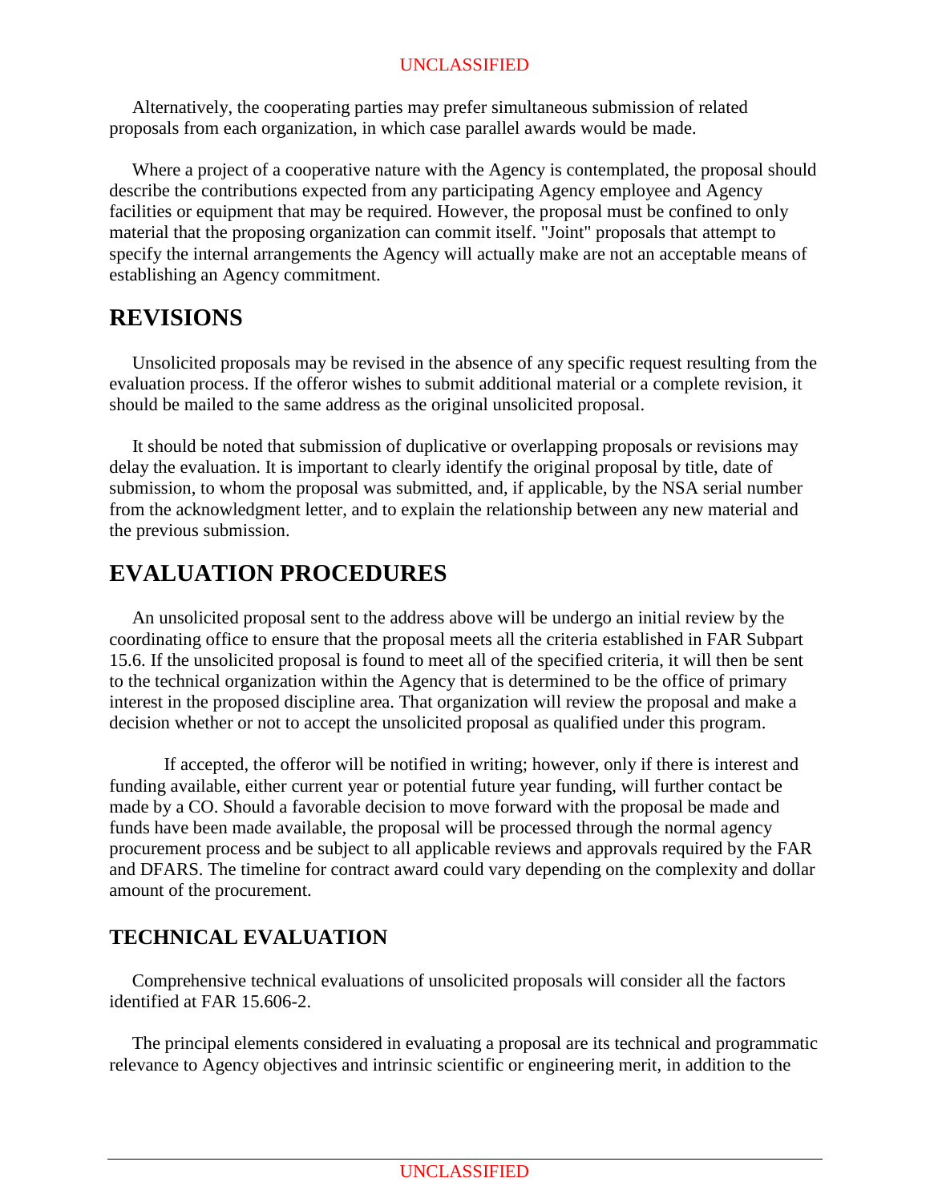Alternatively, the cooperating parties may prefer simultaneous submission of related proposals from each organization, in which case parallel awards would be made.

Where a project of a cooperative nature with the Agency is contemplated, the proposal should describe the contributions expected from any participating Agency employee and Agency facilities or equipment that may be required. However, the proposal must be confined to only material that the proposing organization can commit itself. "Joint" proposals that attempt to specify the internal arrangements the Agency will actually make are not an acceptable means of establishing an Agency commitment.

## REVISIONS

Unsolicited proposals may be revised in the absence of any specific request resulting from the evaluation process. If the offeror wishes to submit additional material or a complete revision, it should be mailed to the same address as the original unsolicited proposal.

It should be noted that submission of duplicative or overlapping proposals or revisions may delay the evaluation. It is important to clearly identify the original proposal by title, date of submission, to whom the proposal was submitted, and, if applicable, by the NSA serial number from the acknowledgment letter, and to explain the relationship between any new material and the previous submission.

## EVALUATION PROCEDURES

An unsolicited proposal sent to the address above will be undergo an initial review by the coordinating office to ensure that the proposal meets all the criteria established in FAR Subpart 15.6. If the unsolicited proposal is found to meet all of the specified criteria, it will then be sent to the technical organization within the Agency that is determined to be the office of primary interest in the proposed discipline area. That organization will review the proposal and make a decision whether or not to accept the unsolicited proposal as qualified under this program.

If accepted, the offeror will be notified in writing; however, only if there is interest and funding available, either current year or potential future year funding, will further contact be made by a CO. Should a favorable decision to move forward with the proposal be made and funds have been made available, the proposal will be processed through the normal agency procurement process and be subject to all applicable reviews and approvals required by the FAR and DFARS. The timeline for contract award could vary depending on the complexity and dollar amount of the procurement.

### TECHNICAL EVALUATION

Comprehensive technical evaluations of unsolicited proposals will consider all the factors identified at FAR 15.606-2.

The principal elements considered in evaluating a proposal are its technical and programmatic relevance to Agency objectives and intrinsic scientific or engineering merit, in addition to the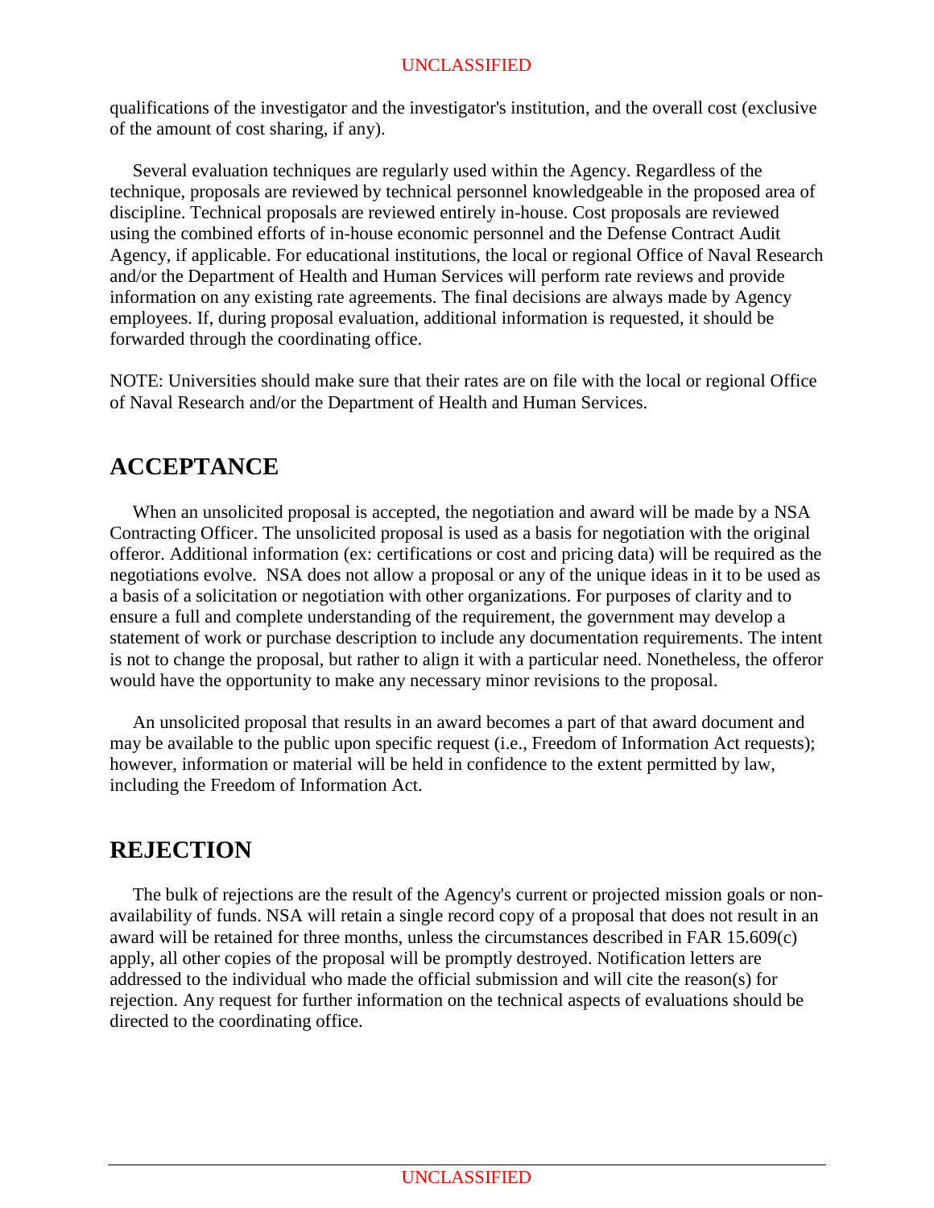qualifications of the investigator and the investigator's institution, and the overall cost (exclusive of the amount of cost sharing, if any).

Several evaluation techniques are regularly used within the Agency. Regardless of the technique, proposals are reviewed by technical personnel knowledgeable in the proposed area of discipline. Technical proposals are reviewed entirely in-house. Cost proposals are reviewed using the combined efforts of in-house economic personnel and the Defense Contract Audit Agency, if applicable. For educational institutions, the local or regional Office of Naval Research and/or the Department of Health and Human Services will perform rate reviews and provide information on any existing rate agreements. The final decisions are always made by Agency employees. If, during proposal evaluation, additional information is requested, it should be forwarded through the coordinating office.

NOTE: Universities should make sure that their rates are on file with the local or regional Office of Naval Research and/or the Department of Health and Human Services.

## ACCEPTANCE

When an unsolicited proposal is accepted, the negotiation and award will be made by a NSA Contracting Officer. The unsolicited proposal is used as a basis for negotiation with the original offeror. Additional information (ex: certifications or cost and pricing data) will be required as the negotiations evolve. NSA does not allow a proposal or any of the unique ideas in it to be used as a basis of a solicitation or negotiation with other organizations. For purposes of clarity and to ensure a full and complete understanding of the requirement, the government may develop a statement of work or purchase description to include any documentation requirements. The intent is not to change the proposal, but rather to align it with a particular need. Nonetheless, the offeror would have the opportunity to make any necessary minor revisions to the proposal.

An unsolicited proposal that results in an award becomes a part of that award document and may be available to the public upon specific request (i.e., Freedom of Information Act requests); however, information or material will be held in confidence to the extent permitted by law, including the Freedom of Information Act.

## REJECTION

The bulk of rejections are the result of the Agency's current or projected mission goals or non-availability of funds. NSA will retain a single record copy of a proposal that does not result in an award will be retained for three months, unless the circumstances described in FAR 15.609(c) apply, all other copies of the proposal will be promptly destroyed. Notification letters are addressed to the individual who made the official submission and will cite the reason(s) for rejection. Any request for further information on the technical aspects of evaluations should be directed to the coordinating office.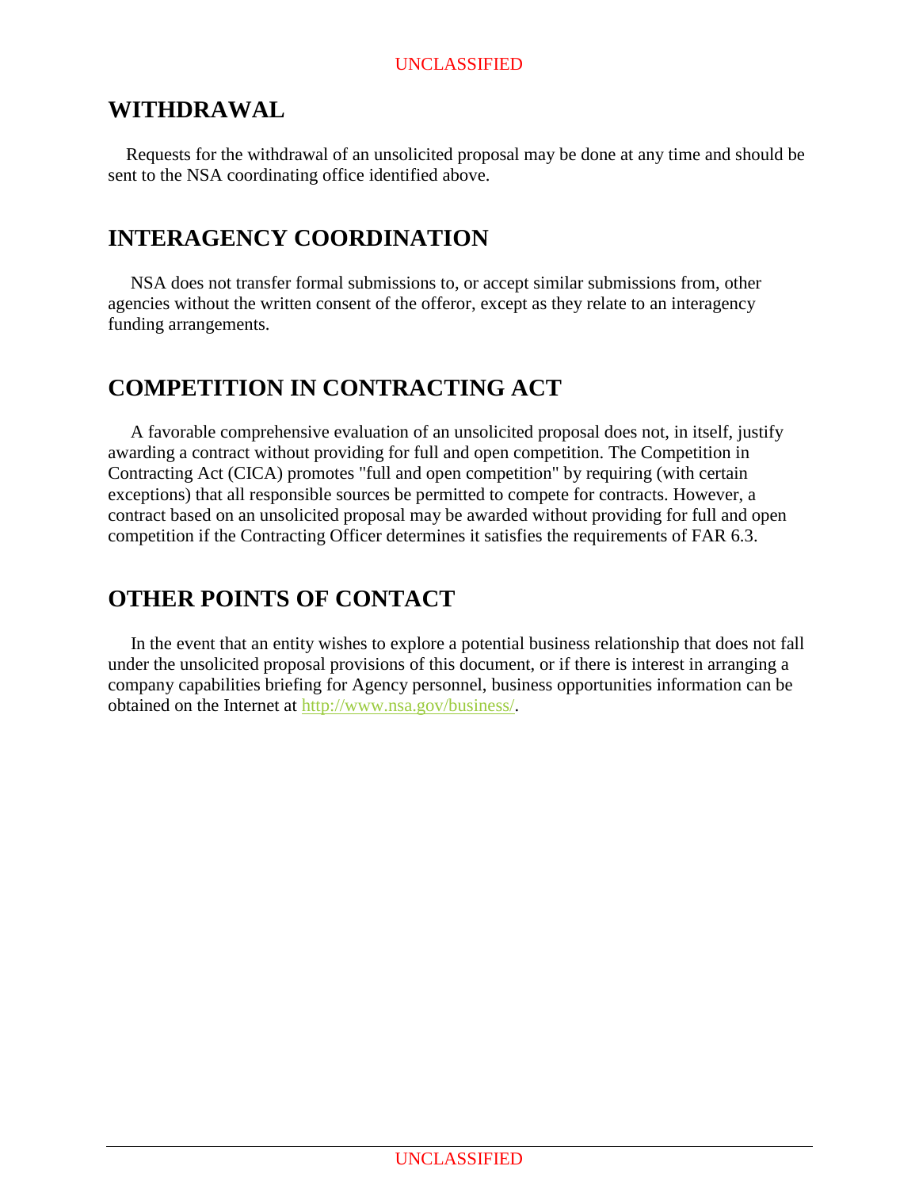## WITHDRAWAL

Requests for the withdrawal of an unsolicited proposal may be done at any time and should be sent to the NSA coordinating office identified above.

## INTERAGENCY COORDINATION

NSA does not transfer formal submissions to, or accept similar submissions from, other agencies without the written consent of the offeror, except as they relate to an interagency funding arrangements.

## COMPETITION IN CONTRACTING ACT

A favorable comprehensive evaluation of an unsolicited proposal does not, in itself, justify awarding a contract without providing for full and open competition. The Competition in Contracting Act (CICA) promotes "full and open competition" by requiring (with certain exceptions) that all responsible sources be permitted to compete for contracts. However, a contract based on an unsolicited proposal may be awarded without providing for full and open competition if the Contracting Officer determines it satisfies the requirements of FAR 6.3.

## OTHER POINTS OF CONTACT

In the event that an entity wishes to explore a potential business relationship that does not fall under the unsolicited proposal provisions of this document, or if there is interest in arranging a company capabilities briefing for Agency personnel, business opportunities information can be obtained on the Internet at [http://www.nsa.gov/business/](http://www.nsa.gov/business/).